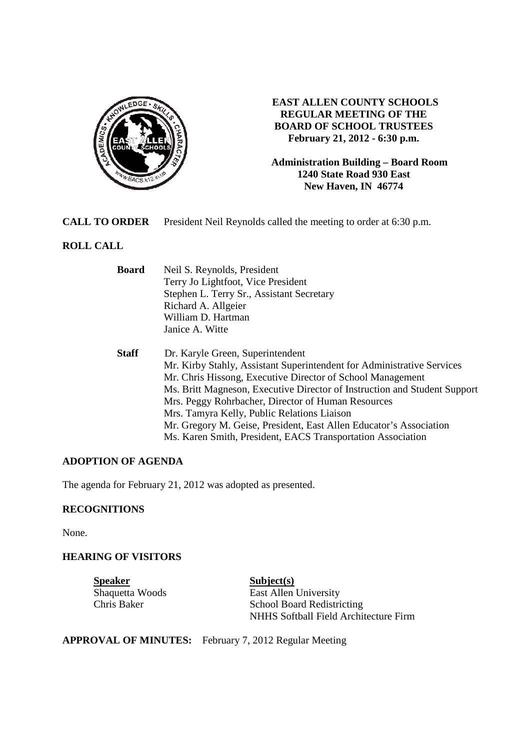**EAST ALLEN COUNTY SCHOOLS**
**REGULAR MEETING OF THE**
**BOARD OF SCHOOL TRUSTEES**
**February 21, 2012 - 6:30 p.m.**

**Administration Building – Board Room**
**1240 State Road 930 East**
**New Haven, IN 46774**

**CALL TO ORDER** President Neil Reynolds called the meeting to order at 6:30 p.m.

**ROLL CALL**

**Board**
Neil S. Reynolds, President
Terry Jo Lightfoot, Vice President
Stephen L. Terry Sr., Assistant Secretary
Richard A. Allgeier
William D. Hartman
Janice A. Witte

**Staff**
Dr. Karyle Green, Superintendent
Mr. Kirby Stahly, Assistant Superintendent for Administrative Services
Mr. Chris Hissong, Executive Director of School Management
Ms. Britt Magneson, Executive Director of Instruction and Student Support
Mrs. Peggy Rohrbacher, Director of Human Resources
Mrs. Tamyra Kelly, Public Relations Liaison
Mr. Gregory M. Geise, President, East Allen Educator's Association
Ms. Karen Smith, President, EACS Transportation Association

**ADOPTION OF AGENDA**

The agenda for February 21, 2012 was adopted as presented.

**RECOGNITIONS**

None.

**HEARING OF VISITORS**

| **Speaker** | **Subject(s)** |
|---|---|
| Shaquetta Woods | East Allen University |
| Chris Baker | School Board Redistricting |
| | NHHS Softball Field Architecture Firm |

**APPROVAL OF MINUTES:** February 7, 2012 Regular Meeting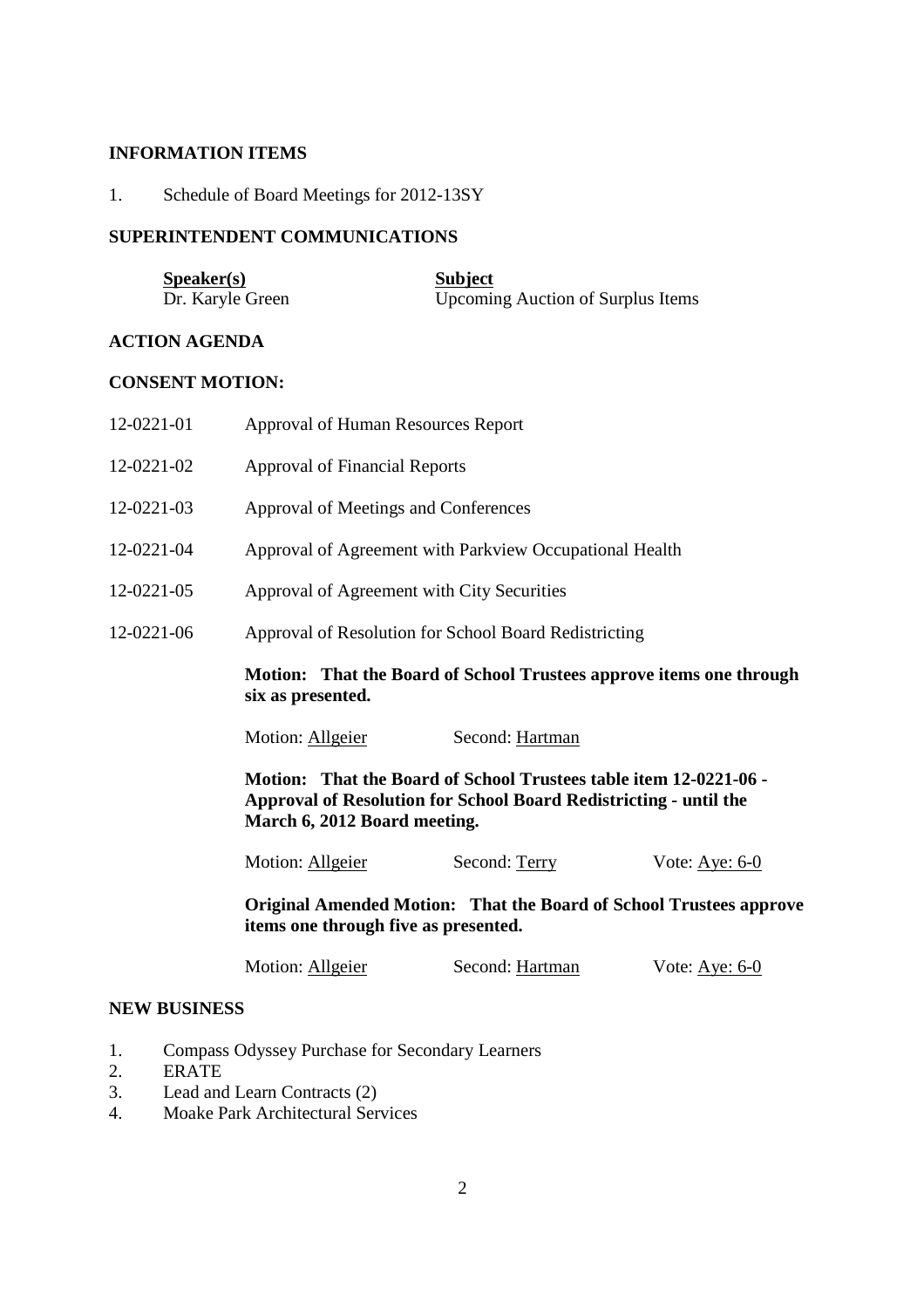## INFORMATION ITEMS

1. Schedule of Board Meetings for 2012-13SY

## SUPERINTENDENT COMMUNICATIONS

| Speaker(s) | Subject |
|---|---|
| Dr. Karyle Green | Upcoming Auction of Surplus Items |

## ACTION AGENDA

## CONSENT MOTION:

| | |
|---|---|
| 12-0221-01 | Approval of Human Resources Report |
| 12-0221-02 | Approval of Financial Reports |
| 12-0221-03 | Approval of Meetings and Conferences |
| 12-0221-04 | Approval of Agreement with Parkview Occupational Health |
| 12-0221-05 | Approval of Agreement with City Securities |
| 12-0221-06 | Approval of Resolution for School Board Redistricting |

**Motion: That the Board of School Trustees approve items one through six as presented.**

Motion: Allgeier    Second: Hartman

**Motion: That the Board of School Trustees table item 12-0221-06 - Approval of Resolution for School Board Redistricting - until the March 6, 2012 Board meeting.**

Motion: Allgeier    Second: Terry    Vote: Aye: 6-0

**Original Amended Motion: That the Board of School Trustees approve items one through five as presented.**

Motion: Allgeier    Second: Hartman    Vote: Aye: 6-0

## NEW BUSINESS

1. Compass Odyssey Purchase for Secondary Learners
2. ERATE
3. Lead and Learn Contracts (2)
4. Moake Park Architectural Services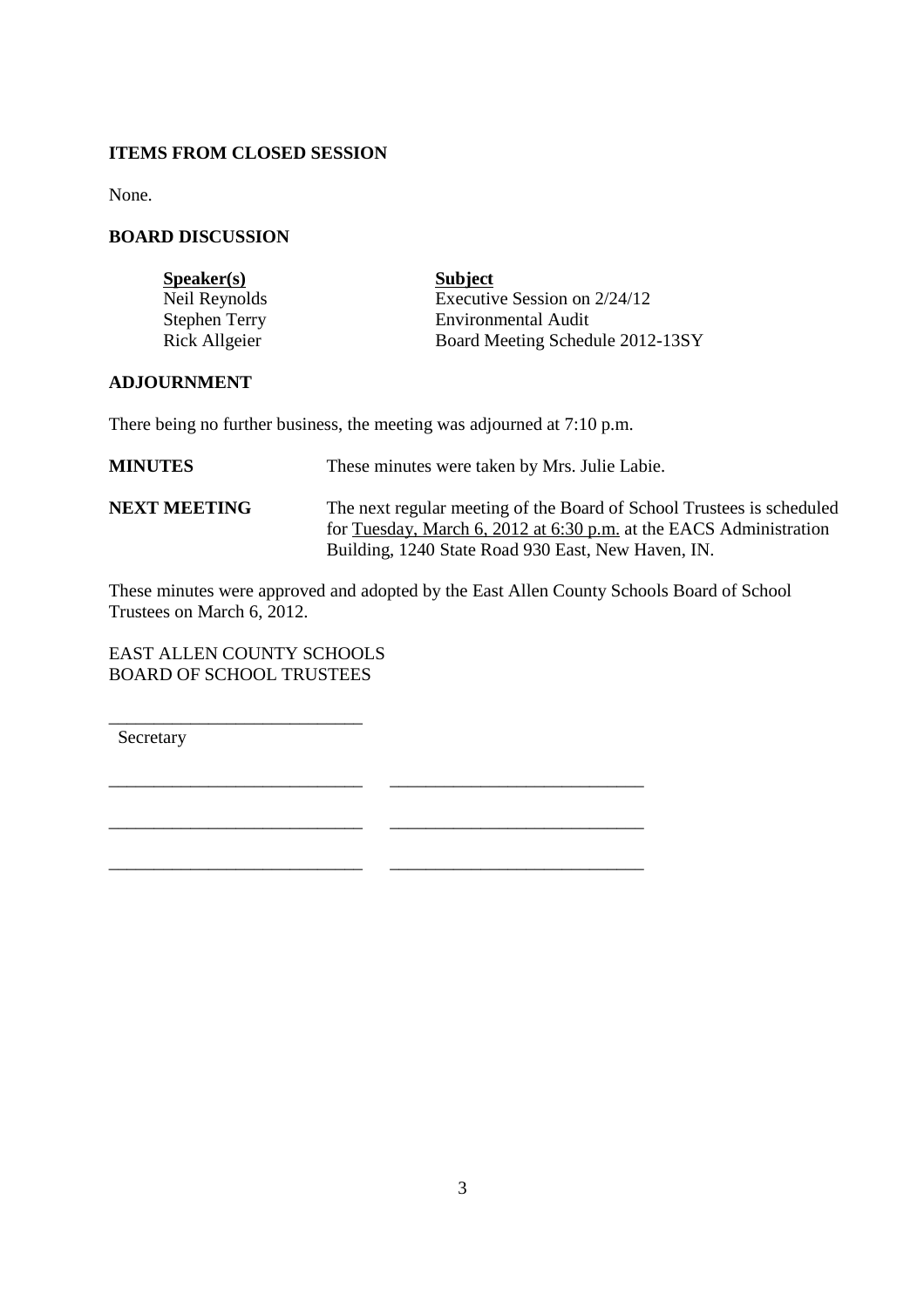**ITEMS FROM CLOSED SESSION**

None.

**BOARD DISCUSSION**

| **Speaker(s)** | **Subject** |
|---|---|
| Neil Reynolds | Executive Session on 2/24/12 |
| Stephen Terry | Environmental Audit |
| Rick Allgeier | Board Meeting Schedule 2012-13SY |

**ADJOURNMENT**

There being no further business, the meeting was adjourned at 7:10 p.m.

**MINUTES** These minutes were taken by Mrs. Julie Labie.

**NEXT MEETING** The next regular meeting of the Board of School Trustees is scheduled for Tuesday, March 6, 2012 at 6:30 p.m. at the EACS Administration Building, 1240 State Road 930 East, New Haven, IN.

These minutes were approved and adopted by the East Allen County Schools Board of School Trustees on March 6, 2012.

EAST ALLEN COUNTY SCHOOLS
BOARD OF SCHOOL TRUSTEES

____________________________
Secretary

____________________________ ____________________________

____________________________ ____________________________

____________________________ ____________________________